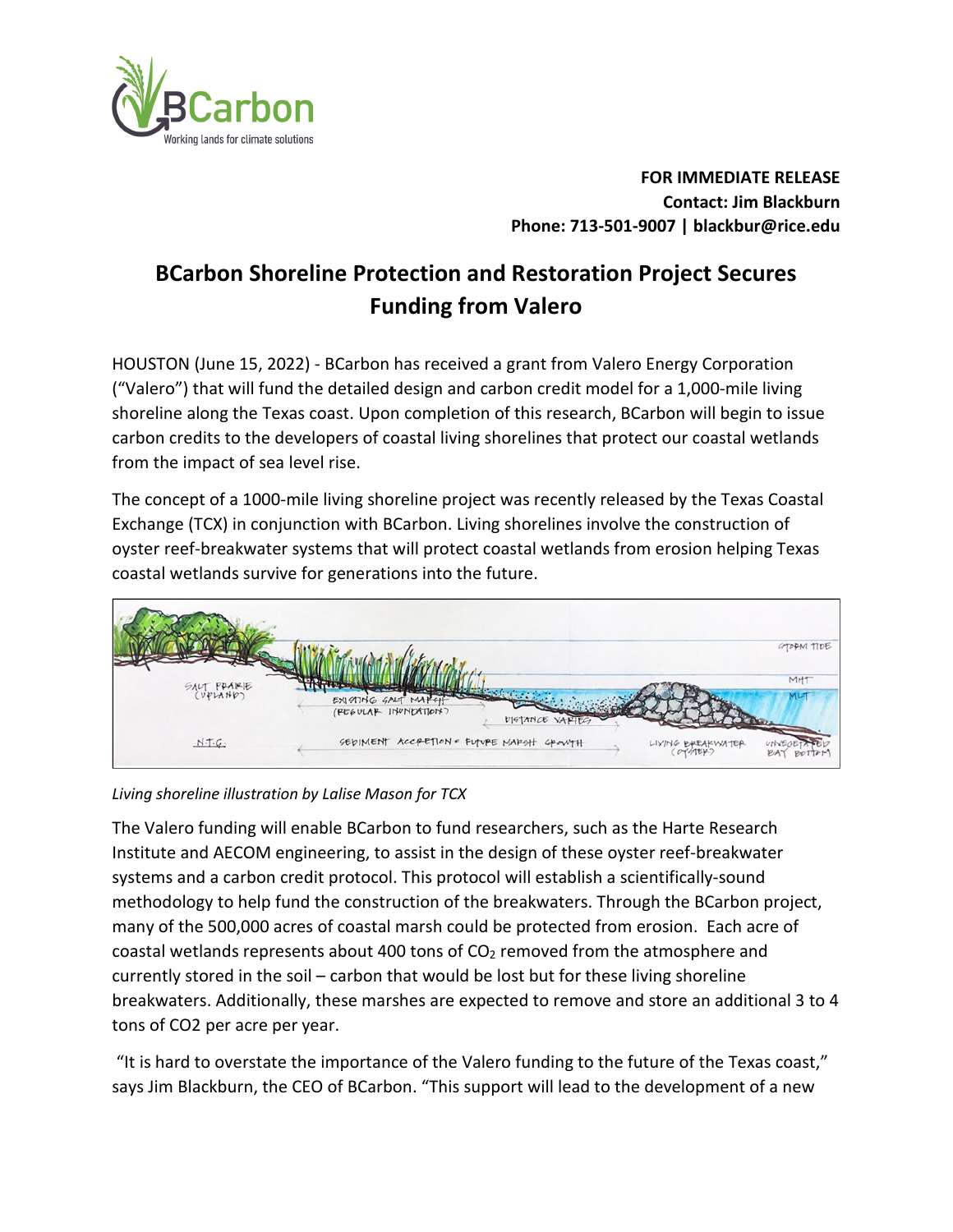**FOR IMMEDIATE RELEASE**
**Contact: Jim Blackburn**
**Phone: 713-501-9007 | blackbur@rice.edu**

# BCarbon Shoreline Protection and Restoration Project Secures Funding from Valero

HOUSTON (June 15, 2022) - BCarbon has received a grant from Valero Energy Corporation ("Valero") that will fund the detailed design and carbon credit model for a 1,000-mile living shoreline along the Texas coast. Upon completion of this research, BCarbon will begin to issue carbon credits to the developers of coastal living shorelines that protect our coastal wetlands from the impact of sea level rise.

The concept of a 1000-mile living shoreline project was recently released by the Texas Coastal Exchange (TCX) in conjunction with BCarbon. Living shorelines involve the construction of oyster reef-breakwater systems that will protect coastal wetlands from erosion helping Texas coastal wetlands survive for generations into the future.

*Living shoreline illustration by Lalise Mason for TCX*

The Valero funding will enable BCarbon to fund researchers, such as the Harte Research Institute and AECOM engineering, to assist in the design of these oyster reef-breakwater systems and a carbon credit protocol. This protocol will establish a scientifically-sound methodology to help fund the construction of the breakwaters. Through the BCarbon project, many of the 500,000 acres of coastal marsh could be protected from erosion. Each acre of coastal wetlands represents about 400 tons of $CO_2$ removed from the atmosphere and currently stored in the soil – carbon that would be lost but for these living shoreline breakwaters. Additionally, these marshes are expected to remove and store an additional 3 to 4 tons of $CO_2$ per acre per year.

"It is hard to overstate the importance of the Valero funding to the future of the Texas coast," says Jim Blackburn, the CEO of BCarbon. "This support will lead to the development of a new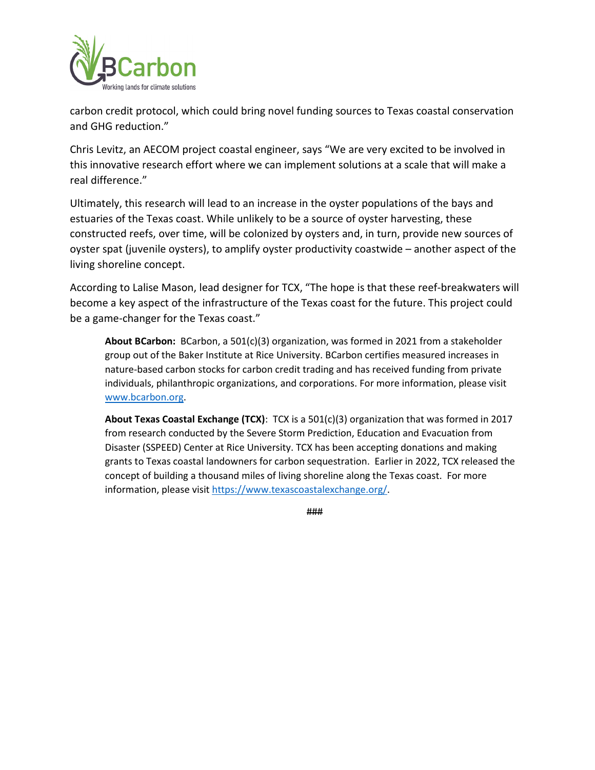carbon credit protocol, which could bring novel funding sources to Texas coastal conservation and GHG reduction."

Chris Levitz, an AECOM project coastal engineer, says "We are very excited to be involved in this innovative research effort where we can implement solutions at a scale that will make a real difference."

Ultimately, this research will lead to an increase in the oyster populations of the bays and estuaries of the Texas coast. While unlikely to be a source of oyster harvesting, these constructed reefs, over time, will be colonized by oysters and, in turn, provide new sources of oyster spat (juvenile oysters), to amplify oyster productivity coastwide – another aspect of the living shoreline concept.

According to Lalise Mason, lead designer for TCX, "The hope is that these reef-breakwaters will become a key aspect of the infrastructure of the Texas coast for the future. This project could be a game-changer for the Texas coast."

**About BCarbon:** BCarbon, a 501(c)(3) organization, was formed in 2021 from a stakeholder group out of the Baker Institute at Rice University. BCarbon certifies measured increases in nature-based carbon stocks for carbon credit trading and has received funding from private individuals, philanthropic organizations, and corporations. For more information, please visit www.bcarbon.org.

**About Texas Coastal Exchange (TCX)**: TCX is a 501(c)(3) organization that was formed in 2017 from research conducted by the Severe Storm Prediction, Education and Evacuation from Disaster (SSPEED) Center at Rice University. TCX has been accepting donations and making grants to Texas coastal landowners for carbon sequestration. Earlier in 2022, TCX released the concept of building a thousand miles of living shoreline along the Texas coast. For more information, please visit https://www.texascoastalexchange.org/.

###